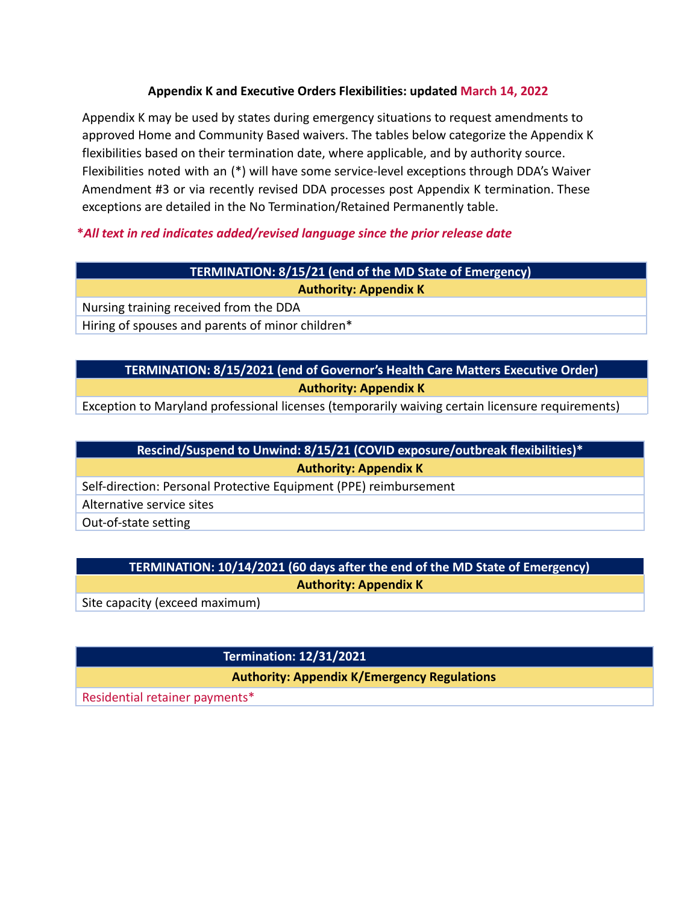**Appendix K and Executive Orders Flexibilities: updated March 14, 2022**

Appendix K may be used by states during emergency situations to request amendments to approved Home and Community Based waivers. The tables below categorize the Appendix K flexibilities based on their termination date, where applicable, and by authority source. Flexibilities noted with an (*) will have some service-level exceptions through DDA's Waiver Amendment #3 or via recently revised DDA processes post Appendix K termination. These exceptions are detailed in the No Termination/Retained Permanently table.

***All text in red indicates added/revised language since the prior release date***

| TERMINATION: 8/15/21 (end of the MD State of Emergency) |
|---|
| **Authority: Appendix K** |
| Nursing training received from the DDA |
| Hiring of spouses and parents of minor children* |

| TERMINATION: 8/15/2021 (end of Governor's Health Care Matters Executive Order) |
|---|
| **Authority: Appendix K** |
| Exception to Maryland professional licenses (temporarily waiving certain licensure requirements) |

| Rescind/Suspend to Unwind: 8/15/21 (COVID exposure/outbreak flexibilities)* |
|---|
| **Authority: Appendix K** |
| Self-direction: Personal Protective Equipment (PPE) reimbursement |
| Alternative service sites |
| Out-of-state setting |

| TERMINATION: 10/14/2021 (60 days after the end of the MD State of Emergency) |
|---|
| **Authority: Appendix K** |
| Site capacity (exceed maximum) |

| Termination: 12/31/2021 |
|---|
| **Authority: Appendix K/Emergency Regulations** |
| Residential retainer payments* |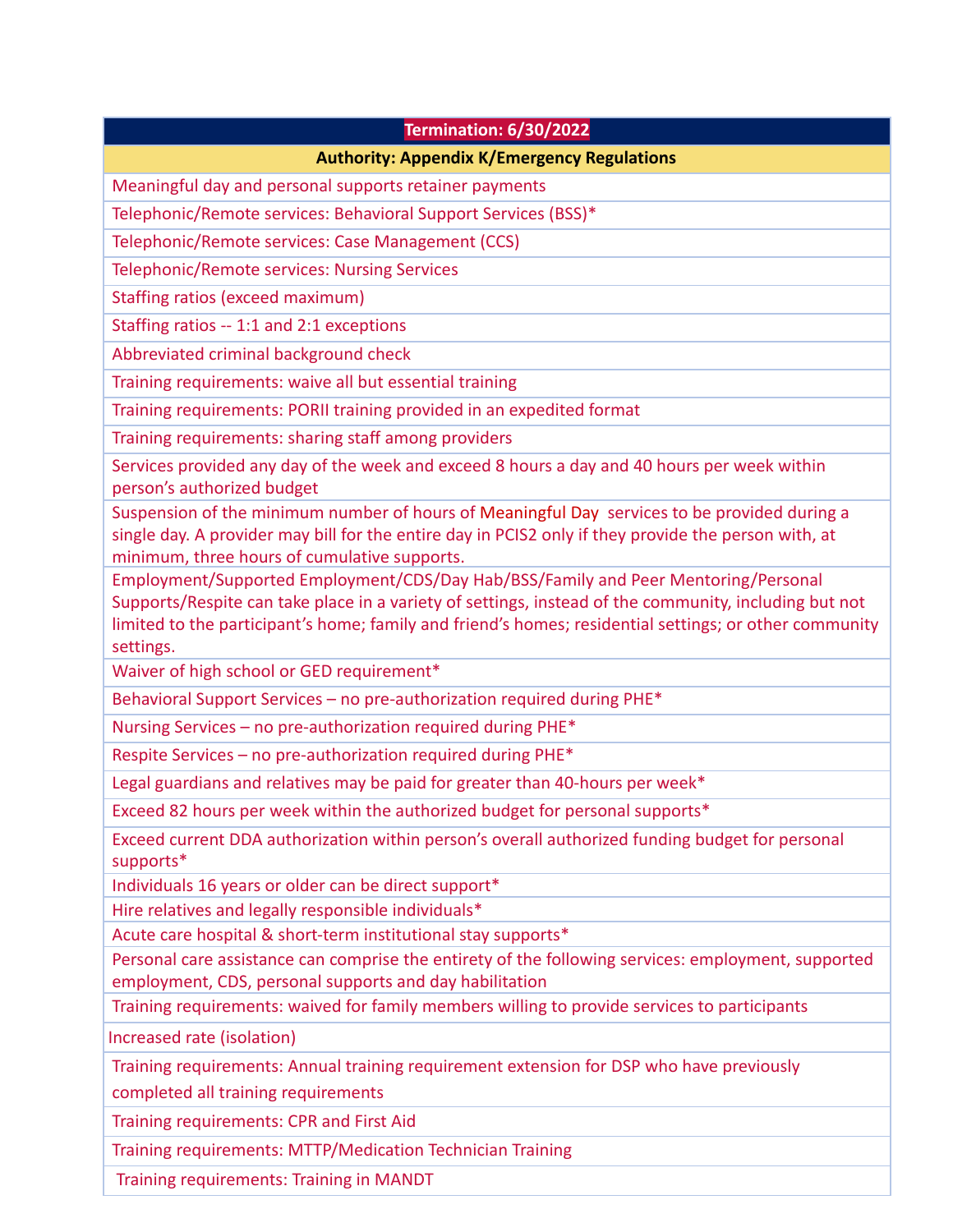| Termination: 6/30/2022 |
| --- |
| **Authority: Appendix K/Emergency Regulations** |
| Meaningful day and personal supports retainer payments |
| Telephonic/Remote services: Behavioral Support Services (BSS)* |
| Telephonic/Remote services: Case Management (CCS) |
| Telephonic/Remote services: Nursing Services |
| Staffing ratios (exceed maximum) |
| Staffing ratios -- 1:1 and 2:1 exceptions |
| Abbreviated criminal background check |
| Training requirements: waive all but essential training |
| Training requirements: PORII training provided in an expedited format |
| Training requirements: sharing staff among providers |
| Services provided any day of the week and exceed 8 hours a day and 40 hours per week within person's authorized budget |
| Suspension of the minimum number of hours of Meaningful Day services to be provided during a single day. A provider may bill for the entire day in PCIS2 only if they provide the person with, at minimum, three hours of cumulative supports. |
| Employment/Supported Employment/CDS/Day Hab/BSS/Family and Peer Mentoring/Personal Supports/Respite can take place in a variety of settings, instead of the community, including but not limited to the participant's home; family and friend's homes; residential settings; or other community settings. |
| Waiver of high school or GED requirement* |
| Behavioral Support Services – no pre-authorization required during PHE* |
| Nursing Services – no pre-authorization required during PHE* |
| Respite Services – no pre-authorization required during PHE* |
| Legal guardians and relatives may be paid for greater than 40-hours per week* |
| Exceed 82 hours per week within the authorized budget for personal supports* |
| Exceed current DDA authorization within person's overall authorized funding budget for personal supports* |
| Individuals 16 years or older can be direct support* |
| Hire relatives and legally responsible individuals* |
| Acute care hospital & short-term institutional stay supports* |
| Personal care assistance can comprise the entirety of the following services: employment, supported employment, CDS, personal supports and day habilitation |
| Training requirements: waived for family members willing to provide services to participants |
| Increased rate (isolation) |
| Training requirements: Annual training requirement extension for DSP who have previously completed all training requirements |
| Training requirements: CPR and First Aid |
| Training requirements: MTTP/Medication Technician Training |
| Training requirements: Training in MANDT |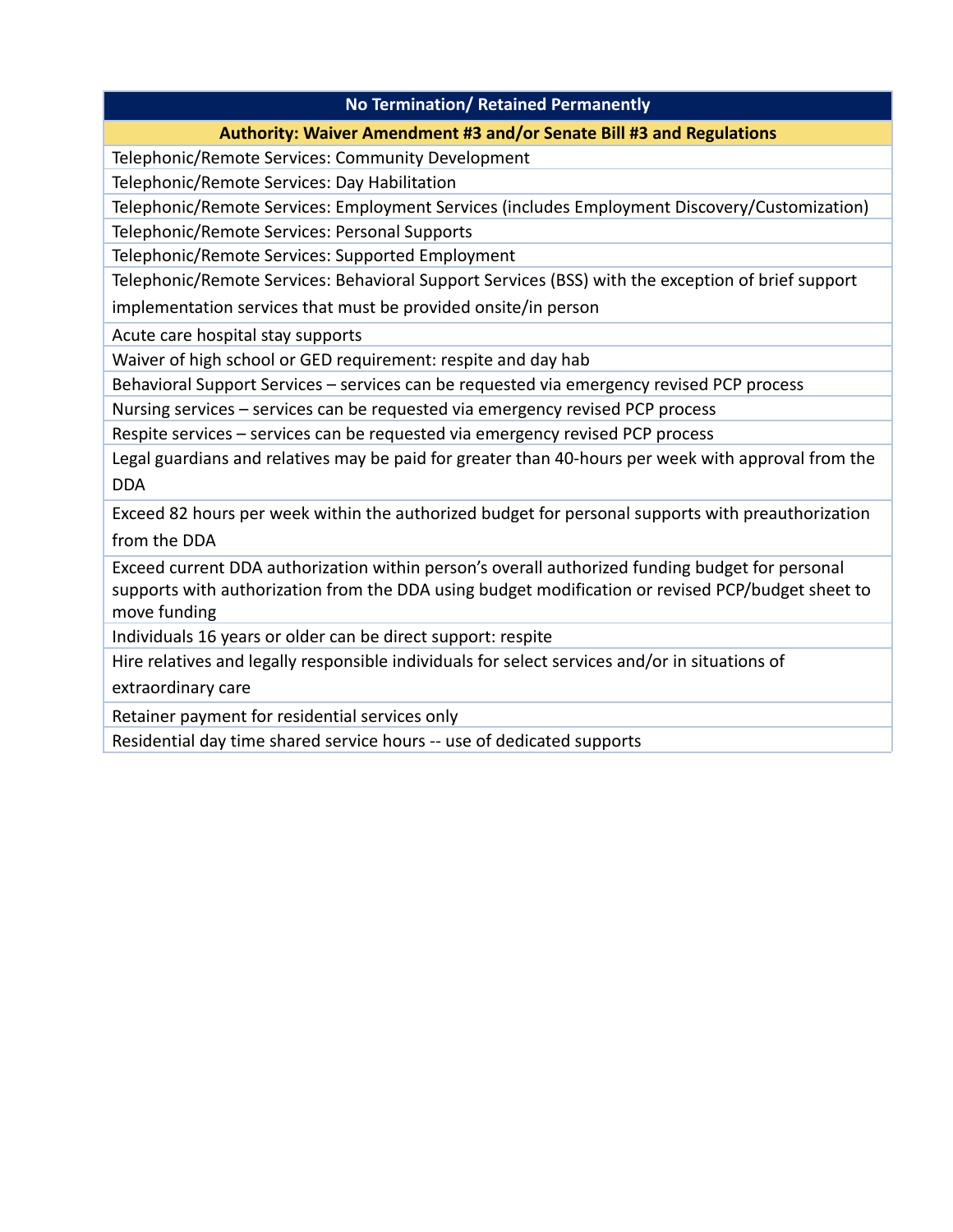| No Termination/ Retained Permanently |
| --- |
| **Authority: Waiver Amendment #3 and/or Senate Bill #3 and Regulations** |
| Telephonic/Remote Services: Community Development |
| Telephonic/Remote Services: Day Habilitation |
| Telephonic/Remote Services: Employment Services (includes Employment Discovery/Customization) |
| Telephonic/Remote Services: Personal Supports |
| Telephonic/Remote Services: Supported Employment |
| Telephonic/Remote Services: Behavioral Support Services (BSS) with the exception of brief support implementation services that must be provided onsite/in person |
| Acute care hospital stay supports |
| Waiver of high school or GED requirement: respite and day hab |
| Behavioral Support Services – services can be requested via emergency revised PCP process |
| Nursing services – services can be requested via emergency revised PCP process |
| Respite services – services can be requested via emergency revised PCP process |
| Legal guardians and relatives may be paid for greater than 40-hours per week with approval from the DDA |
| Exceed 82 hours per week within the authorized budget for personal supports with preauthorization from the DDA |
| Exceed current DDA authorization within person's overall authorized funding budget for personal supports with authorization from the DDA using budget modification or revised PCP/budget sheet to move funding |
| Individuals 16 years or older can be direct support: respite |
| Hire relatives and legally responsible individuals for select services and/or in situations of extraordinary care |
| Retainer payment for residential services only |
| Residential day time shared service hours -- use of dedicated supports |